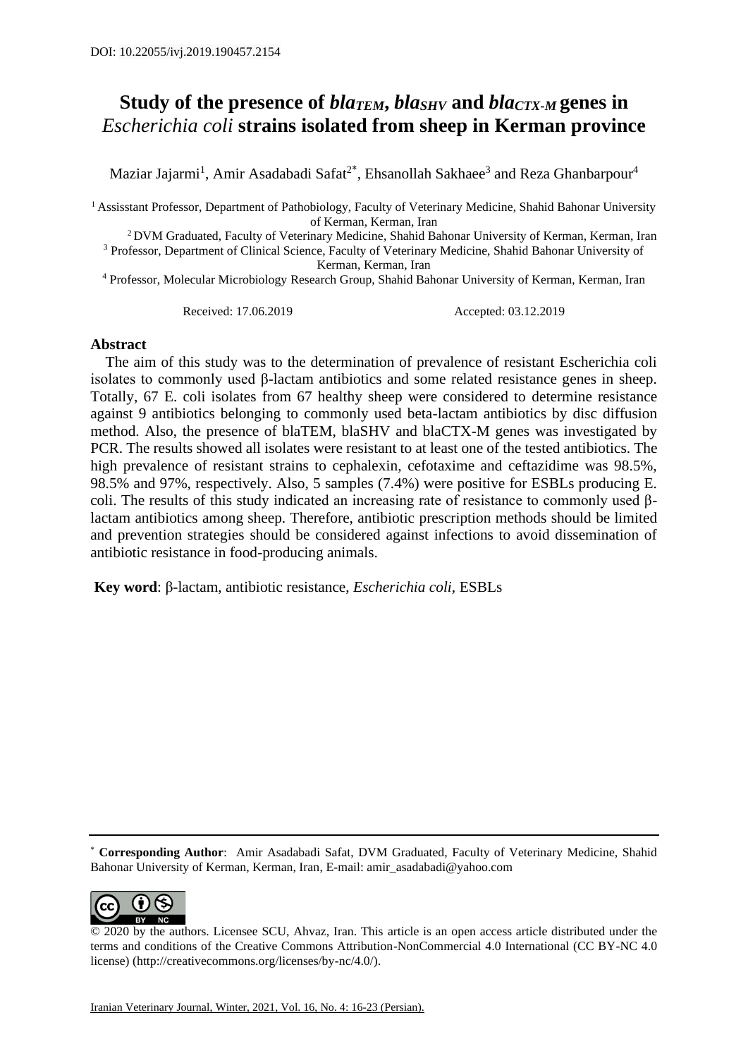DOI: 10.22055/ivj.2019.190457.2154

# Study of the presence of *bla$_{TEM}$*, *bla$_{SHV}$* and *bla$_{CTX-M}$* genes in *Escherichia coli* strains isolated from sheep in Kerman province

Maziar Jajarmi[1], Amir Asadabadi Safat[2*], Ehsanollah Sakhaee[3] and Reza Ghanbarpour[4]

[1] Assisstant Professor, Department of Pathobiology, Faculty of Veterinary Medicine, Shahid Bahonar University of Kerman, Kerman, Iran

[2] DVM Graduated, Faculty of Veterinary Medicine, Shahid Bahonar University of Kerman, Kerman, Iran

[3] Professor, Department of Clinical Science, Faculty of Veterinary Medicine, Shahid Bahonar University of Kerman, Kerman, Iran

[4] Professor, Molecular Microbiology Research Group, Shahid Bahonar University of Kerman, Kerman, Iran

Received: 17.06.2019 Accepted: 03.12.2019

## Abstract

The aim of this study was to the determination of prevalence of resistant Escherichia coli isolates to commonly used β-lactam antibiotics and some related resistance genes in sheep. Totally, 67 E. coli isolates from 67 healthy sheep were considered to determine resistance against 9 antibiotics belonging to commonly used beta-lactam antibiotics by disc diffusion method. Also, the presence of blaTEM, blaSHV and blaCTX-M genes was investigated by PCR. The results showed all isolates were resistant to at least one of the tested antibiotics. The high prevalence of resistant strains to cephalexin, cefotaxime and ceftazidime was 98.5%, 98.5% and 97%, respectively. Also, 5 samples (7.4%) were positive for ESBLs producing E. coli. The results of this study indicated an increasing rate of resistance to commonly used β-lactam antibiotics among sheep. Therefore, antibiotic prescription methods should be limited and prevention strategies should be considered against infections to avoid dissemination of antibiotic resistance in food-producing animals.

**Key word**: β-lactam, antibiotic resistance, *Escherichia coli*, ESBLs

---

[*] **Corresponding Author**: Amir Asadabadi Safat, DVM Graduated, Faculty of Veterinary Medicine, Shahid Bahonar University of Kerman, Kerman, Iran, E-mail: amir_asadabadi@yahoo.com

© 2020 by the authors. Licensee SCU, Ahvaz, Iran. This article is an open access article distributed under the terms and conditions of the Creative Commons Attribution-NonCommercial 4.0 International (CC BY-NC 4.0 license) (http://creativecommons.org/licenses/by-nc/4.0/).

Iranian Veterinary Journal, Winter, 2021, Vol. 16, No. 4: 16-23 (Persian).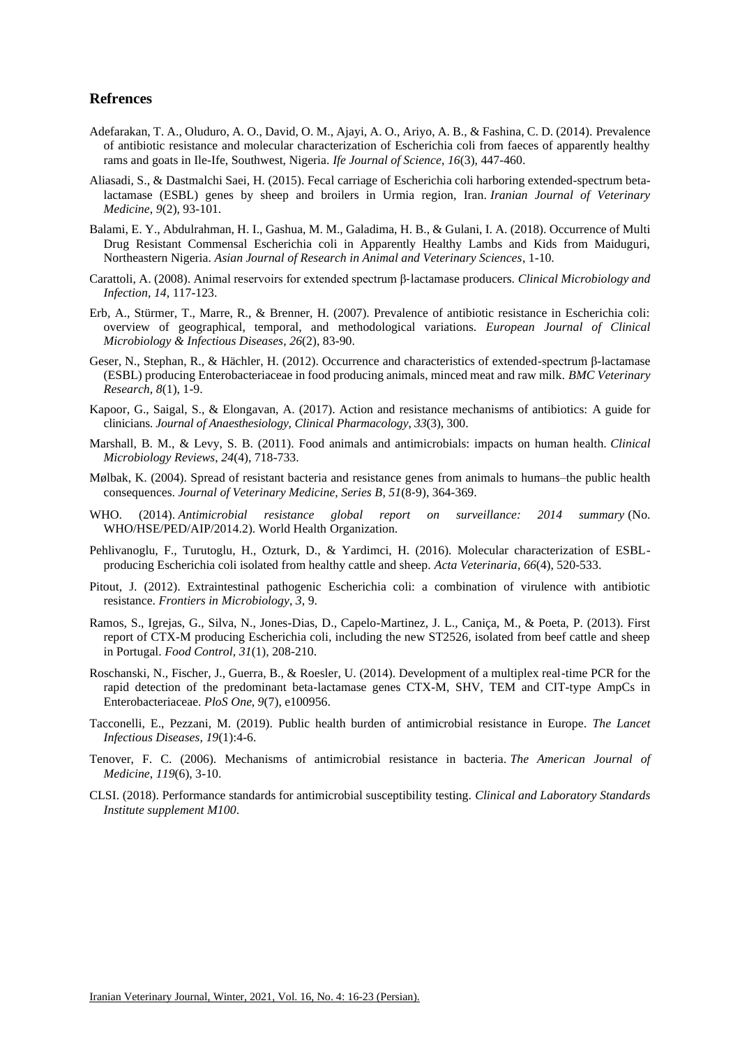## Refrences

Adefarakan, T. A., Oluduro, A. O., David, O. M., Ajayi, A. O., Ariyo, A. B., & Fashina, C. D. (2014). Prevalence of antibiotic resistance and molecular characterization of Escherichia coli from faeces of apparently healthy rams and goats in Ile-Ife, Southwest, Nigeria. *Ife Journal of Science*, *16*(3), 447-460.

Aliasadi, S., & Dastmalchi Saei, H. (2015). Fecal carriage of Escherichia coli harboring extended-spectrum beta-lactamase (ESBL) genes by sheep and broilers in Urmia region, Iran. *Iranian Journal of Veterinary Medicine*, *9*(2), 93-101.

Balami, E. Y., Abdulrahman, H. I., Gashua, M. M., Galadima, H. B., & Gulani, I. A. (2018). Occurrence of Multi Drug Resistant Commensal Escherichia coli in Apparently Healthy Lambs and Kids from Maiduguri, Northeastern Nigeria. *Asian Journal of Research in Animal and Veterinary Sciences*, 1-10.

Carattoli, A. (2008). Animal reservoirs for extended spectrum β-lactamase producers. *Clinical Microbiology and Infection*, *14*, 117-123.

Erb, A., Stürmer, T., Marre, R., & Brenner, H. (2007). Prevalence of antibiotic resistance in Escherichia coli: overview of geographical, temporal, and methodological variations. *European Journal of Clinical Microbiology & Infectious Diseases*, *26*(2), 83-90.

Geser, N., Stephan, R., & Hächler, H. (2012). Occurrence and characteristics of extended-spectrum β-lactamase (ESBL) producing Enterobacteriaceae in food producing animals, minced meat and raw milk. *BMC Veterinary Research*, *8*(1), 1-9.

Kapoor, G., Saigal, S., & Elongavan, A. (2017). Action and resistance mechanisms of antibiotics: A guide for clinicians. *Journal of Anaesthesiology, Clinical Pharmacology*, *33*(3), 300.

Marshall, B. M., & Levy, S. B. (2011). Food animals and antimicrobials: impacts on human health. *Clinical Microbiology Reviews*, *24*(4), 718-733.

Mølbak, K. (2004). Spread of resistant bacteria and resistance genes from animals to humans–the public health consequences. *Journal of Veterinary Medicine, Series B*, *51*(8-9), 364-369.

WHO. (2014). *Antimicrobial resistance global report on surveillance: 2014 summary* (No. WHO/HSE/PED/AIP/2014.2). World Health Organization.

Pehlivanoglu, F., Turutoglu, H., Ozturk, D., & Yardimci, H. (2016). Molecular characterization of ESBL-producing Escherichia coli isolated from healthy cattle and sheep. *Acta Veterinaria*, *66*(4), 520-533.

Pitout, J. (2012). Extraintestinal pathogenic Escherichia coli: a combination of virulence with antibiotic resistance. *Frontiers in Microbiology*, *3*, 9.

Ramos, S., Igrejas, G., Silva, N., Jones-Dias, D., Capelo-Martinez, J. L., Caniça, M., & Poeta, P. (2013). First report of CTX-M producing Escherichia coli, including the new ST2526, isolated from beef cattle and sheep in Portugal. *Food Control*, *31*(1), 208-210.

Roschanski, N., Fischer, J., Guerra, B., & Roesler, U. (2014). Development of a multiplex real-time PCR for the rapid detection of the predominant beta-lactamase genes CTX-M, SHV, TEM and CIT-type AmpCs in Enterobacteriaceae. *PloS One*, *9*(7), e100956.

Tacconelli, E., Pezzani, M. (2019). Public health burden of antimicrobial resistance in Europe. *The Lancet Infectious Diseases*, *19*(1):4-6.

Tenover, F. C. (2006). Mechanisms of antimicrobial resistance in bacteria. *The American Journal of Medicine*, *119*(6), 3-10.

CLSI. (2018). Performance standards for antimicrobial susceptibility testing. *Clinical and Laboratory Standards Institute supplement M100*.